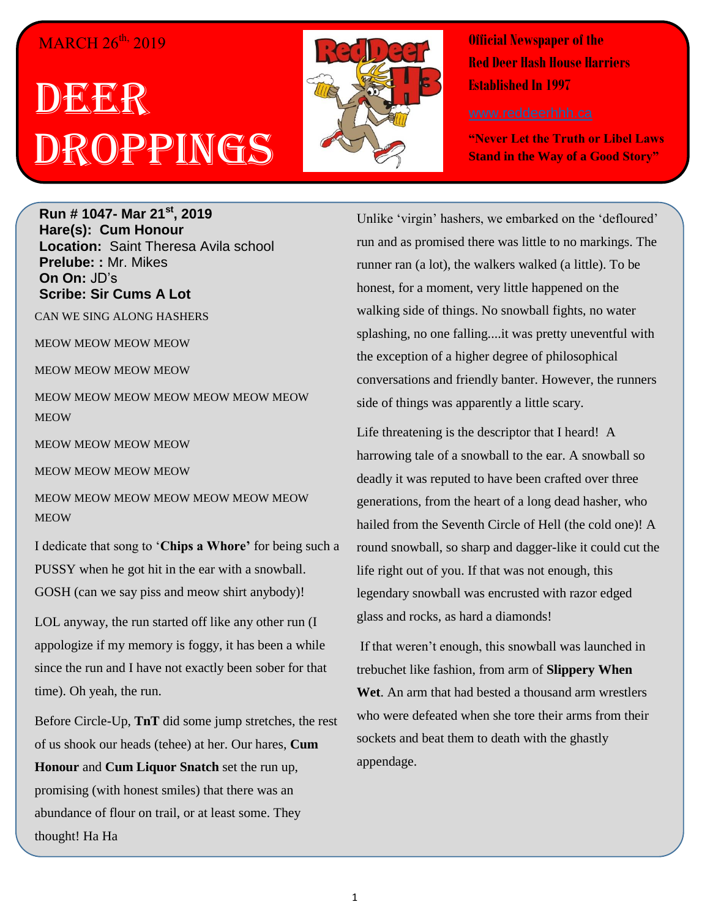MARCH 26th, 2019

# DEER DROPPINGS

**Official Newspaper of the**
**Red Deer Hash House Harriers**
**Established In 1997**

www.reddeerhhh.ca

**"Never Let the Truth or Libel Laws Stand in the Way of a Good Story"**

**Run # 1047- Mar 21st, 2019**
**Hare(s): Cum Honour**
**Location:** Saint Theresa Avila school
**Prelube: :** Mr. Mikes
**On On:** JD's
**Scribe: Sir Cums A Lot**

CAN WE SING ALONG HASHERS

MEOW MEOW MEOW MEOW

MEOW MEOW MEOW MEOW

MEOW MEOW MEOW MEOW MEOW MEOW MEOW MEOW

MEOW MEOW MEOW MEOW

MEOW MEOW MEOW MEOW

MEOW MEOW MEOW MEOW MEOW MEOW MEOW MEOW

I dedicate that song to '**Chips a Whore'** for being such a PUSSY when he got hit in the ear with a snowball. GOSH (can we say piss and meow shirt anybody)!

LOL anyway, the run started off like any other run (I appologize if my memory is foggy, it has been a while since the run and I have not exactly been sober for that time). Oh yeah, the run.

Before Circle-Up, **TnT** did some jump stretches, the rest of us shook our heads (tehee) at her. Our hares, **Cum Honour** and **Cum Liquor Snatch** set the run up, promising (with honest smiles) that there was an abundance of flour on trail, or at least some. They thought! Ha Ha

Unlike 'virgin' hashers, we embarked on the 'defloured' run and as promised there was little to no markings. The runner ran (a lot), the walkers walked (a little). To be honest, for a moment, very little happened on the walking side of things. No snowball fights, no water splashing, no one falling....it was pretty uneventful with the exception of a higher degree of philosophical conversations and friendly banter. However, the runners side of things was apparently a little scary.

Life threatening is the descriptor that I heard! A harrowing tale of a snowball to the ear. A snowball so deadly it was reputed to have been crafted over three generations, from the heart of a long dead hasher, who hailed from the Seventh Circle of Hell (the cold one)! A round snowball, so sharp and dagger-like it could cut the life right out of you. If that was not enough, this legendary snowball was encrusted with razor edged glass and rocks, as hard a diamonds!

If that weren't enough, this snowball was launched in trebuchet like fashion, from arm of **Slippery When Wet**. An arm that had bested a thousand arm wrestlers who were defeated when she tore their arms from their sockets and beat them to death with the ghastly appendage.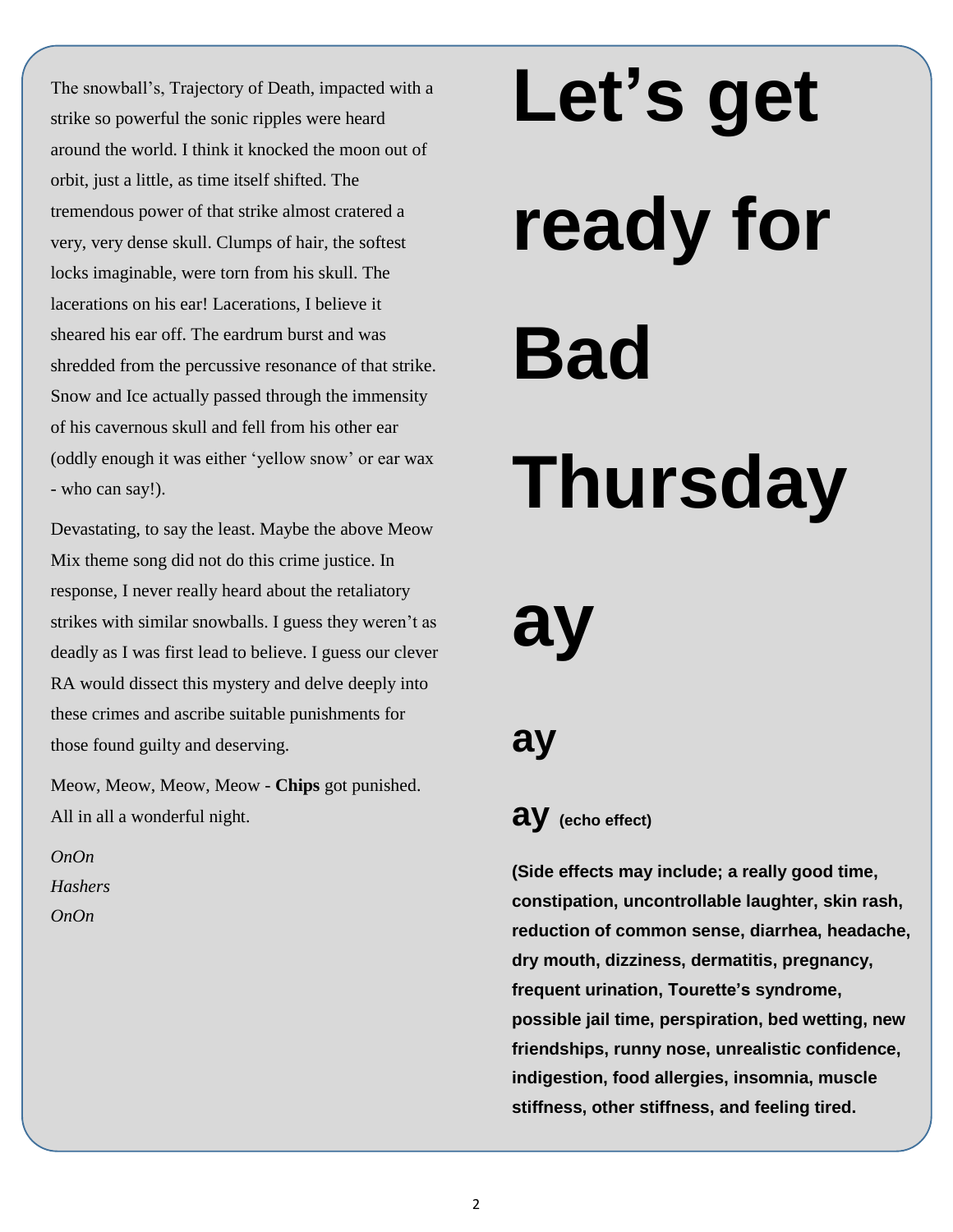The snowball's, Trajectory of Death, impacted with a strike so powerful the sonic ripples were heard around the world. I think it knocked the moon out of orbit, just a little, as time itself shifted. The tremendous power of that strike almost cratered a very, very dense skull. Clumps of hair, the softest locks imaginable, were torn from his skull. The lacerations on his ear! Lacerations, I believe it sheared his ear off. The eardrum burst and was shredded from the percussive resonance of that strike. Snow and Ice actually passed through the immensity of his cavernous skull and fell from his other ear (oddly enough it was either 'yellow snow' or ear wax - who can say!).

Devastating, to say the least. Maybe the above Meow Mix theme song did not do this crime justice. In response, I never really heard about the retaliatory strikes with similar snowballs. I guess they weren't as deadly as I was first lead to believe. I guess our clever RA would dissect this mystery and delve deeply into these crimes and ascribe suitable punishments for those found guilty and deserving.

Meow, Meow, Meow, Meow - **Chips** got punished. All in all a wonderful night.

*OnOn*
*Hashers*
*OnOn*

# Let's get ready for Bad Thursday

# ay

## ay

### ay **(echo effect)**

**(Side effects may include; a really good time, constipation, uncontrollable laughter, skin rash, reduction of common sense, diarrhea, headache, dry mouth, dizziness, dermatitis, pregnancy, frequent urination, Tourette's syndrome, possible jail time, perspiration, bed wetting, new friendships, runny nose, unrealistic confidence, indigestion, food allergies, insomnia, muscle stiffness, other stiffness, and feeling tired.**